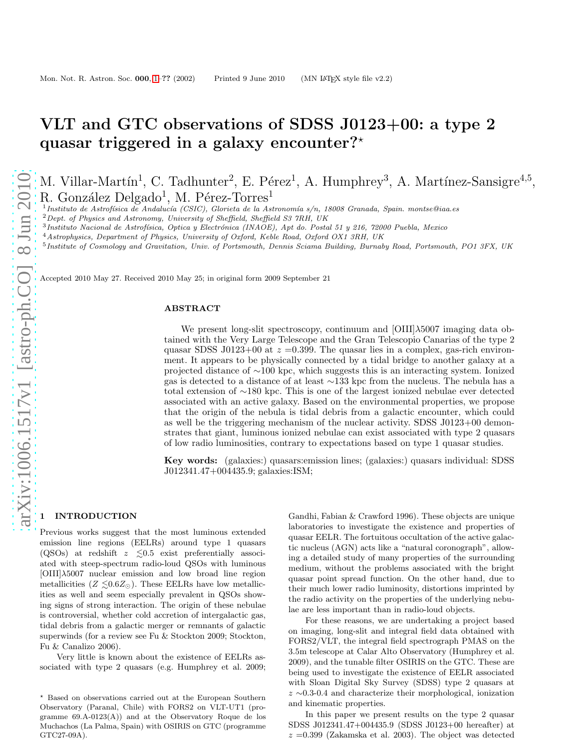# VLT and GTC observations of SDSS J0123+00: a type 2 quasar triggered in a galaxy encounter?*

M. Villar-Martín[1], C. Tadhunter[2], E. Pérez[1], A. Humphrey[3], A. Martínez-Sansigre[4,5], R. González Delgado[1], M. Pérez-Torres[1]

[1] *Instituto de Astrofísica de Andalucía (CSIC), Glorieta de la Astronomía s/n, 18008 Granada, Spain. montse@iaa.es*
[2] *Dept. of Physics and Astronomy, University of Sheffield, Sheffield S3 7RH, UK*
[3] *Instituto Nacional de Astrofísica, Optica y Electrónica (INAOE), Apt do. Postal 51 y 216, 72000 Puebla, Mexico*
[4] *Astrophysics, Department of Physics, University of Oxford, Keble Road, Oxford OX1 3RH, UK*
[5] *Institute of Cosmology and Gravitation, Univ. of Portsmouth, Dennis Sciama Building, Burnaby Road, Portsmouth, PO1 3FX, UK*

Accepted 2010 May 27. Received 2010 May 25; in original form 2009 September 21

## ABSTRACT

We present long-slit spectroscopy, continuum and [OIII]$\lambda$5007 imaging data obtained with the Very Large Telescope and the Gran Telescopio Canarias of the type 2 quasar SDSS J0123+00 at $z$ =0.399. The quasar lies in a complex, gas-rich environment. It appears to be physically connected by a tidal bridge to another galaxy at a projected distance of ~100 kpc, which suggests this is an interacting system. Ionized gas is detected to a distance of at least ~133 kpc from the nucleus. The nebula has a total extension of ~180 kpc. This is one of the largest ionized nebulae ever detected associated with an active galaxy. Based on the environmental properties, we propose that the origin of the nebula is tidal debris from a galactic encounter, which could as well be the triggering mechanism of the nuclear activity. SDSS J0123+00 demonstrates that giant, luminous ionized nebulae can exist associated with type 2 quasars of low radio luminosities, contrary to expectations based on type 1 quasar studies.

**Key words:** (galaxies:) quasars:emission lines; (galaxies:) quasars individual: SDSS J012341.47+004435.9; galaxies:ISM;

## 1 INTRODUCTION

Previous works suggest that the most luminous extended emission line regions (EELRs) around type 1 quasars (QSOs) at redshift $z$ $\lesssim$0.5 exist preferentially associated with steep-spectrum radio-loud QSOs with luminous [OIII]$\lambda$5007 nuclear emission and low broad line region metallicities ($Z \lesssim 0.6 Z_{\odot}$). These EELRs have low metallicities as well and seem especially prevalent in QSOs showing signs of strong interaction. The origin of these nebulae is controversial, whether cold accretion of intergalactic gas, tidal debris from a galactic merger or remnants of galactic superwinds (for a review see Fu & Stockton 2009; Stockton, Fu & Canalizo 2006).

Very little is known about the existence of EELRs associated with type 2 quasars (e.g. Humphrey et al. 2009; Gandhi, Fabian & Crawford 1996). These objects are unique laboratories to investigate the existence and properties of quasar EELR. The fortuitous occultation of the active galactic nucleus (AGN) acts like a "natural coronograph", allowing a detailed study of many properties of the surrounding medium, without the problems associated with the bright quasar point spread function. On the other hand, due to their much lower radio luminosity, distortions imprinted by the radio activity on the properties of the underlying nebulae are less important than in radio-loud objects.

For these reasons, we are undertaking a project based on imaging, long-slit and integral field data obtained with FORS2/VLT, the integral field spectrograph PMAS on the 3.5m telescope at Calar Alto Observatory (Humphrey et al. 2009), and the tunable filter OSIRIS on the GTC. These are being used to investigate the existence of EELR associated with Sloan Digital Sky Survey (SDSS) type 2 quasars at $z$ ~0.3-0.4 and characterize their morphological, ionization and kinematic properties.

In this paper we present results on the type 2 quasar SDSS J012341.47+004435.9 (SDSS J0123+00 hereafter) at $z$ =0.399 (Zakamska et al. 2003). The object was detected

* Based on observations carried out at the European Southern Observatory (Paranal, Chile) with FORS2 on VLT-UT1 (programme 69.A-0123(A)) and at the Observatory Roque de los Muchachos (La Palma, Spain) with OSIRIS on GTC (programme GTC27-09A).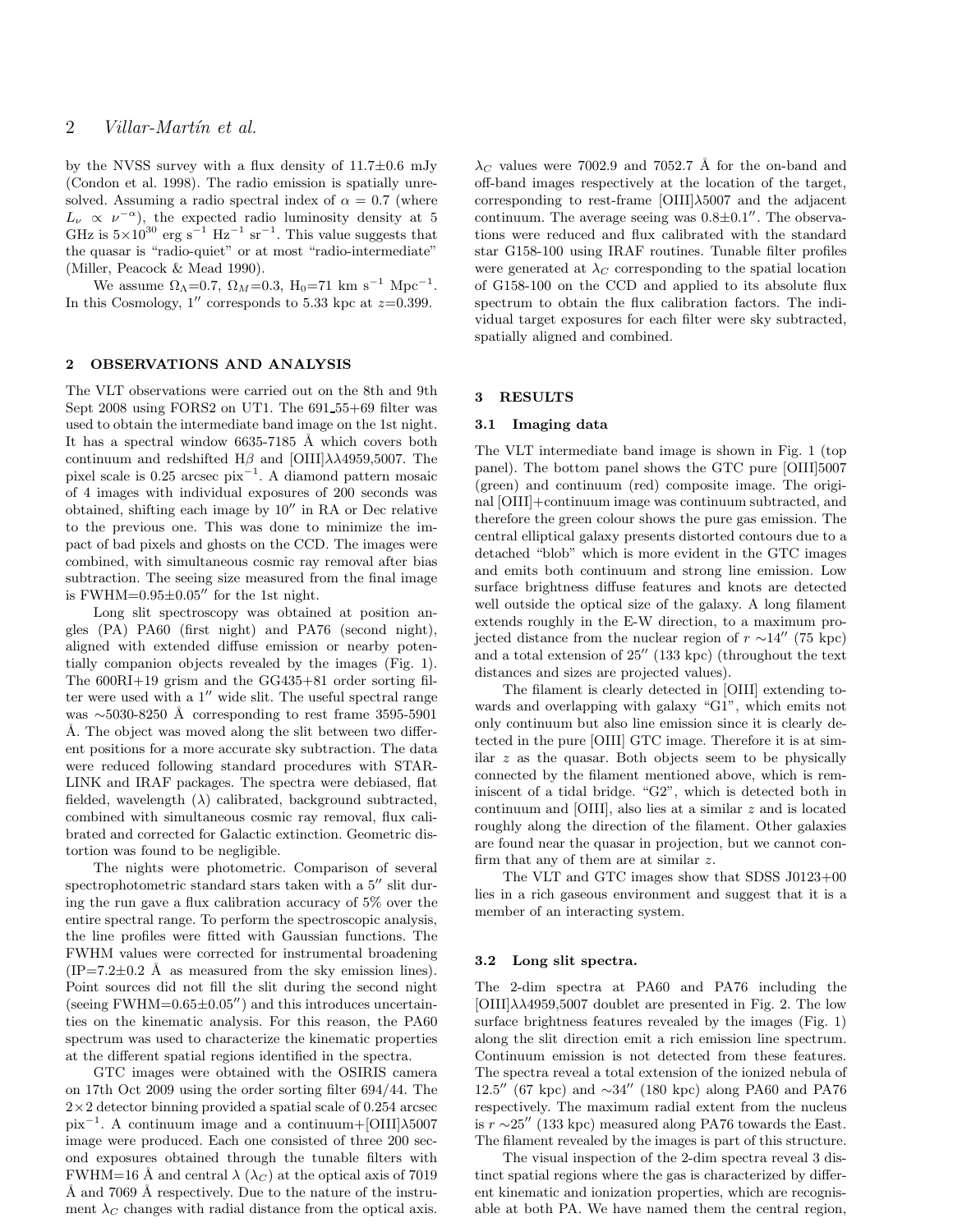by the NVSS survey with a flux density of 11.7±0.6 mJy (Condon et al. 1998). The radio emission is spatially unresolved. Assuming a radio spectral index of $\alpha = 0.7$ (where $L_\nu \propto \nu^{-\alpha}$), the expected radio luminosity density at 5 GHz is $5\times10^{30}$ erg s$^{-1}$ Hz$^{-1}$ sr$^{-1}$. This value suggests that the quasar is "radio-quiet" or at most "radio-intermediate" (Miller, Peacock & Mead 1990).

We assume $\Omega_\Lambda$=0.7, $\Omega_M$=0.3, H$_0$=71 km s$^{-1}$ Mpc$^{-1}$. In this Cosmology, 1″ corresponds to 5.33 kpc at $z$=0.399.

## 2 OBSERVATIONS AND ANALYSIS

The VLT observations were carried out on the 8th and 9th Sept 2008 using FORS2 on UT1. The 691_55+69 filter was used to obtain the intermediate band image on the 1st night. It has a spectral window 6635-7185 Å which covers both continuum and redshifted H$\beta$ and [OIII]λλ4959,5007. The pixel scale is 0.25 arcsec pix$^{-1}$. A diamond pattern mosaic of 4 images with individual exposures of 200 seconds was obtained, shifting each image by 10″ in RA or Dec relative to the previous one. This was done to minimize the impact of bad pixels and ghosts on the CCD. The images were combined, with simultaneous cosmic ray removal after bias subtraction. The seeing size measured from the final image is FWHM=0.95±0.05″ for the 1st night.

Long slit spectroscopy was obtained at position angles (PA) PA60 (first night) and PA76 (second night), aligned with extended diffuse emission or nearby potentially companion objects revealed by the images (Fig. 1). The 600RI+19 grism and the GG435+81 order sorting filter were used with a 1″ wide slit. The useful spectral range was ∼5030-8250 Å corresponding to rest frame 3595-5901 Å. The object was moved along the slit between two different positions for a more accurate sky subtraction. The data were reduced following standard procedures with STARLINK and IRAF packages. The spectra were debiased, flat fielded, wavelength (λ) calibrated, background subtracted, combined with simultaneous cosmic ray removal, flux calibrated and corrected for Galactic extinction. Geometric distortion was found to be negligible.

The nights were photometric. Comparison of several spectrophotometric standard stars taken with a 5″ slit during the run gave a flux calibration accuracy of 5% over the entire spectral range. To perform the spectroscopic analysis, the line profiles were fitted with Gaussian functions. The FWHM values were corrected for instrumental broadening (IP=7.2±0.2 Å as measured from the sky emission lines). Point sources did not fill the slit during the second night (seeing FWHM=0.65±0.05″) and this introduces uncertainties on the kinematic analysis. For this reason, the PA60 spectrum was used to characterize the kinematic properties at the different spatial regions identified in the spectra.

GTC images were obtained with the OSIRIS camera on 17th Oct 2009 using the order sorting filter 694/44. The 2×2 detector binning provided a spatial scale of 0.254 arcsec pix$^{-1}$. A continuum image and a continuum+[OIII]λ5007 image were produced. Each one consisted of three 200 second exposures obtained through the tunable filters with FWHM=16 Å and central λ ($\lambda_C$) at the optical axis of 7019 Å and 7069 Å respectively. Due to the nature of the instrument $\lambda_C$ changes with radial distance from the optical axis. $\lambda_C$ values were 7002.9 and 7052.7 Å for the on-band and off-band images respectively at the location of the target, corresponding to rest-frame [OIII]λ5007 and the adjacent continuum. The average seeing was 0.8±0.1″. The observations were reduced and flux calibrated with the standard star G158-100 using IRAF routines. Tunable filter profiles were generated at $\lambda_C$ corresponding to the spatial location of G158-100 on the CCD and applied to its absolute flux spectrum to obtain the flux calibration factors. The individual target exposures for each filter were sky subtracted, spatially aligned and combined.

## 3 RESULTS

### 3.1 Imaging data

The VLT intermediate band image is shown in Fig. 1 (top panel). The bottom panel shows the GTC pure [OIII]5007 (green) and continuum (red) composite image. The original [OIII]+continuum image was continuum subtracted, and therefore the green colour shows the pure gas emission. The central elliptical galaxy presents distorted contours due to a detached "blob" which is more evident in the GTC images and emits both continuum and strong line emission. Low surface brightness diffuse features and knots are detected well outside the optical size of the galaxy. A long filament extends roughly in the E-W direction, to a maximum projected distance from the nuclear region of $r$ ∼14″ (75 kpc) and a total extension of 25″ (133 kpc) (throughout the text distances and sizes are projected values).

The filament is clearly detected in [OIII] extending towards and overlapping with galaxy "G1", which emits not only continuum but also line emission since it is clearly detected in the pure [OIII] GTC image. Therefore it is at similar $z$ as the quasar. Both objects seem to be physically connected by the filament mentioned above, which is reminiscent of a tidal bridge. "G2", which is detected both in continuum and [OIII], also lies at a similar $z$ and is located roughly along the direction of the filament. Other galaxies are found near the quasar in projection, but we cannot confirm that any of them are at similar $z$.

The VLT and GTC images show that SDSS J0123+00 lies in a rich gaseous environment and suggest that it is a member of an interacting system.

### 3.2 Long slit spectra.

The 2-dim spectra at PA60 and PA76 including the [OIII]λλ4959,5007 doublet are presented in Fig. 2. The low surface brightness features revealed by the images (Fig. 1) along the slit direction emit a rich emission line spectrum. Continuum emission is not detected from these features. The spectra reveal a total extension of the ionized nebula of 12.5″ (67 kpc) and ∼34″ (180 kpc) along PA60 and PA76 respectively. The maximum radial extent from the nucleus is $r$ ∼25″ (133 kpc) measured along PA76 towards the East. The filament revealed by the images is part of this structure.

The visual inspection of the 2-dim spectra reveal 3 distinct spatial regions where the gas is characterized by different kinematic and ionization properties, which are recognisable at both PA. We have named them the central region,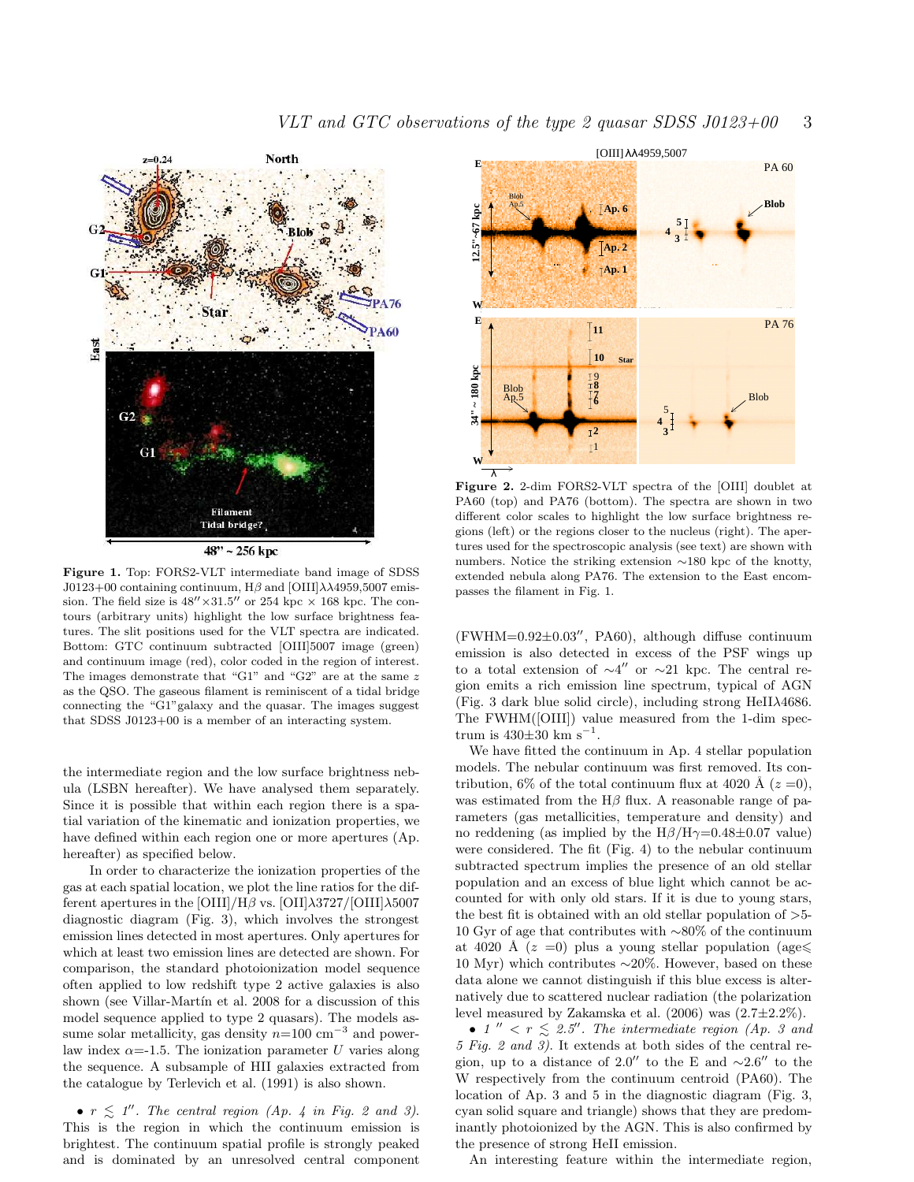**Figure 1.** Top: FORS2-VLT intermediate band image of SDSS J0123+00 containing continuum, H$\beta$ and [OIII]$\lambda\lambda$4959,5007 emission. The field size is $48'' \times 31.5''$ or 254 kpc × 168 kpc. The contours (arbitrary units) highlight the low surface brightness features. The slit positions used for the VLT spectra are indicated. Bottom: GTC continuum subtracted [OIII]5007 image (green) and continuum image (red), color coded in the region of interest. The images demonstrate that "G1" and "G2" are at the same $z$ as the QSO. The gaseous filament is reminiscent of a tidal bridge connecting the "G1"galaxy and the quasar. The images suggest that SDSS J0123+00 is a member of an interacting system.

**Figure 2.** 2-dim FORS2-VLT spectra of the [OIII] doublet at PA60 (top) and PA76 (bottom). The spectra are shown in two different color scales to highlight the low surface brightness regions (left) or the regions closer to the nucleus (right). The apertures used for the spectroscopic analysis (see text) are shown with numbers. Notice the striking extension ∼180 kpc of the knotty, extended nebula along PA76. The extension to the East encompasses the filament in Fig. 1.

the intermediate region and the low surface brightness nebula (LSBN hereafter). We have analysed them separately. Since it is possible that within each region there is a spatial variation of the kinematic and ionization properties, we have defined within each region one or more apertures (Ap. hereafter) as specified below.

In order to characterize the ionization properties of the gas at each spatial location, we plot the line ratios for the different apertures in the [OIII]/H$\beta$ vs. [OII]$\lambda$3727/[OIII]$\lambda$5007 diagnostic diagram (Fig. 3), which involves the strongest emission lines detected in most apertures. Only apertures for which at least two emission lines are detected are shown. For comparison, the standard photoionization model sequence often applied to low redshift type 2 active galaxies is also shown (see Villar-Martín et al. 2008 for a discussion of this model sequence applied to type 2 quasars). The models assume solar metallicity, gas density $n$=100 cm$^{-3}$ and power-law index $\alpha$=-1.5. The ionization parameter $U$ varies along the sequence. A subsample of HII galaxies extracted from the catalogue by Terlevich et al. (1991) is also shown.

- *$r \lesssim 1''$. The central region (Ap. 4 in Fig. 2 and 3).* This is the region in which the continuum emission is brightest. The continuum spatial profile is strongly peaked and is dominated by an unresolved central component (FWHM=0.92±0.03″, PA60), although diffuse continuum emission is also detected in excess of the PSF wings up to a total extension of ∼4″ or ∼21 kpc. The central region emits a rich emission line spectrum, typical of AGN (Fig. 3 dark blue solid circle), including strong HeII$\lambda$4686. The FWHM([OIII]) value measured from the 1-dim spectrum is 430±30 km s$^{-1}$.

We have fitted the continuum in Ap. 4 stellar population models. The nebular continuum was first removed. Its contribution, 6% of the total continuum flux at 4020 Å ($z$ =0), was estimated from the H$\beta$ flux. A reasonable range of parameters (gas metallicities, temperature and density) and no reddening (as implied by the H$\beta$/H$\gamma$=0.48±0.07 value) were considered. The fit (Fig. 4) to the nebular continuum subtracted spectrum implies the presence of an old stellar population and an excess of blue light which cannot be accounted for with only old stars. If it is due to young stars, the best fit is obtained with an old stellar population of >5-10 Gyr of age that contributes with ∼80% of the continuum at 4020 Å ($z$ =0) plus a young stellar population (age⩽ 10 Myr) which contributes ∼20%. However, based on these data alone we cannot distinguish if this blue excess is alternatively due to scattered nuclear radiation (the polarization level measured by Zakamska et al. (2006) was (2.7±2.2%).

- *$1'' < r \lesssim 2.5''$. The intermediate region (Ap. 3 and 5 Fig. 2 and 3).* It extends at both sides of the central region, up to a distance of 2.0″ to the E and ∼2.6″ to the W respectively from the continuum centroid (PA60). The location of Ap. 3 and 5 in the diagnostic diagram (Fig. 3, cyan solid square and triangle) shows that they are predominantly photoionized by the AGN. This is also confirmed by the presence of strong HeII emission.

An interesting feature within the intermediate region,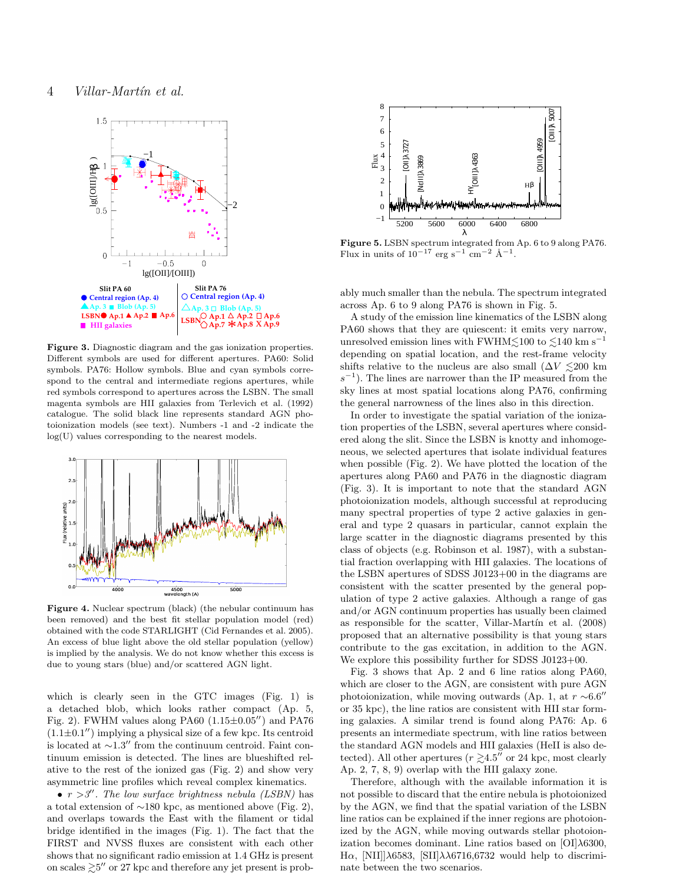**Figure 3.** Diagnostic diagram and the gas ionization properties. Different symbols are used for different apertures. PA60: Solid symbols. PA76: Hollow symbols. Blue and cyan symbols correspond to the central and intermediate regions apertures, while red symbols correspond to apertures across the LSBN. The small magenta symbols are HII galaxies from Terlevich et al. (1992) catalogue. The solid black line represents standard AGN photoionization models (see text). Numbers -1 and -2 indicate the log(U) values corresponding to the nearest models.

**Figure 4.** Nuclear spectrum (black) (the nebular continuum has been removed) and the best fit stellar population model (red) obtained with the code STARLIGHT (Cid Fernandes et al. 2005). An excess of blue light above the old stellar population (yellow) is implied by the analysis. We do not know whether this excess is due to young stars (blue) and/or scattered AGN light.

which is clearly seen in the GTC images (Fig. 1) is a detached blob, which looks rather compact (Ap. 5, Fig. 2). FWHM values along PA60 (1.15±0.05″) and PA76 (1.1±0.1″) implying a physical size of a few kpc. Its centroid is located at ∼1.3″ from the continuum centroid. Faint continuum emission is detected. The lines are blueshifted relative to the rest of the ionized gas (Fig. 2) and show very asymmetric line profiles which reveal complex kinematics.

- $r > 3''$. *The low surface brightness nebula (LSBN)* has a total extension of ∼180 kpc, as mentioned above (Fig. 2), and overlaps towards the East with the filament or tidal bridge identified in the images (Fig. 1). The fact that the FIRST and NVSS fluxes are consistent with each other shows that no significant radio emission at 1.4 GHz is present on scales $\gtrsim 5''$ or 27 kpc and therefore any jet present is probably much smaller than the nebula. The spectrum integrated across Ap. 6 to 9 along PA76 is shown in Fig. 5.

**Figure 5.** LSBN spectrum integrated from Ap. 6 to 9 along PA76. Flux in units of $10^{-17}$ erg s$^{-1}$ cm$^{-2}$ Å$^{-1}$.

A study of the emission line kinematics of the LSBN along PA60 shows that they are quiescent: it emits very narrow, unresolved emission lines with FWHM$\lesssim$100 to $\lesssim$140 km s$^{-1}$ depending on spatial location, and the rest-frame velocity shifts relative to the nucleus are also small ($\Delta V \lesssim$200 km s$^{-1}$). The lines are narrower than the IP measured from the sky lines at most spatial locations along PA76, confirming the general narrowness of the lines also in this direction.

In order to investigate the spatial variation of the ionization properties of the LSBN, several apertures where considered along the slit. Since the LSBN is knotty and inhomogeneous, we selected apertures that isolate individual features when possible (Fig. 2). We have plotted the location of the apertures along PA60 and PA76 in the diagnostic diagram (Fig. 3). It is important to note that the standard AGN photoionization models, although successful at reproducing many spectral properties of type 2 active galaxies in general and type 2 quasars in particular, cannot explain the large scatter in the diagnostic diagrams presented by this class of objects (e.g. Robinson et al. 1987), with a substantial fraction overlapping with HII galaxies. The locations of the LSBN apertures of SDSS J0123+00 in the diagrams are consistent with the scatter presented by the general population of type 2 active galaxies. Although a range of gas and/or AGN continuum properties has usually been claimed as responsible for the scatter, Villar-Martín et al. (2008) proposed that an alternative possibility is that young stars contribute to the gas excitation, in addition to the AGN. We explore this possibility further for SDSS J0123+00.

Fig. 3 shows that Ap. 2 and 6 line ratios along PA60, which are closer to the AGN, are consistent with pure AGN photoionization, while moving outwards (Ap. 1, at $r \sim 6.6''$ or 35 kpc), the line ratios are consistent with HII star forming galaxies. A similar trend is found along PA76: Ap. 6 presents an intermediate spectrum, with line ratios between the standard AGN models and HII galaxies (HeII is also detected). All other apertures ($r \gtrsim 4.5''$ or 24 kpc, most clearly Ap. 2, 7, 8, 9) overlap with the HII galaxy zone.

Therefore, although with the available information it is not possible to discard that the entire nebula is photoionized by the AGN, we find that the spatial variation of the LSBN line ratios can be explained if the inner regions are photoionized by the AGN, while moving outwards stellar photoionization becomes dominant. Line ratios based on [OI]λ6300, Hα, [NII]λ6583, [SII]λλ6716,6732 would help to discriminate between the two scenarios.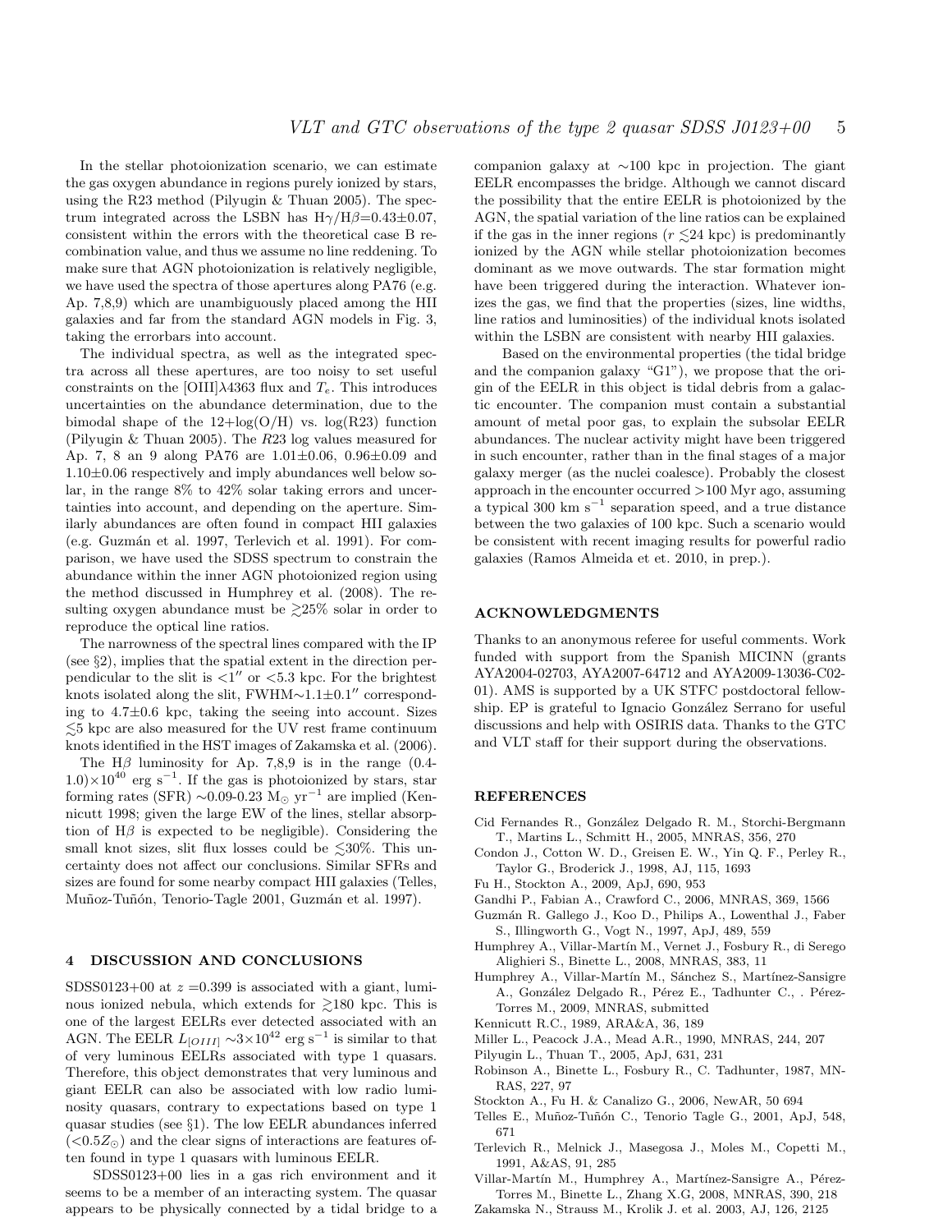In the stellar photoionization scenario, we can estimate the gas oxygen abundance in regions purely ionized by stars, using the R23 method (Pilyugin & Thuan 2005). The spectrum integrated across the LSBN has H$\gamma$/H$\beta$=0.43$\pm$0.07, consistent within the errors with the theoretical case B recombination value, and thus we assume no line reddening. To make sure that AGN photoionization is relatively negligible, we have used the spectra of those apertures along PA76 (e.g. Ap. 7,8,9) which are unambiguously placed among the HII galaxies and far from the standard AGN models in Fig. 3, taking the errorbars into account.

The individual spectra, as well as the integrated spectra across all these apertures, are too noisy to set useful constraints on the [OIII]$\lambda$4363 flux and $T_e$. This introduces uncertainties on the abundance determination, due to the bimodal shape of the 12+log(O/H) vs. log(R23) function (Pilyugin & Thuan 2005). The $R23$ log values measured for Ap. 7, 8 an 9 along PA76 are 1.01$\pm$0.06, 0.96$\pm$0.09 and 1.10$\pm$0.06 respectively and imply abundances well below solar, in the range 8% to 42% solar taking errors and uncertainties into account, and depending on the aperture. Similarly abundances are often found in compact HII galaxies (e.g. Guzmán et al. 1997, Terlevich et al. 1991). For comparison, we have used the SDSS spectrum to constrain the abundance within the inner AGN photoionized region using the method discussed in Humphrey et al. (2008). The resulting oxygen abundance must be $\gtrsim$25% solar in order to reproduce the optical line ratios.

The narrowness of the spectral lines compared with the IP (see §2), implies that the spatial extent in the direction perpendicular to the slit is $<1''$ or $<$5.3 kpc. For the brightest knots isolated along the slit, FWHM$\sim$1.1$\pm$0.1$''$ corresponding to 4.7$\pm$0.6 kpc, taking the seeing into account. Sizes $\lesssim$5 kpc are also measured for the UV rest frame continuum knots identified in the HST images of Zakamska et al. (2006).

The H$\beta$ luminosity for Ap. 7,8,9 is in the range (0.4-1.0)$\times$10$^{40}$ erg s$^{-1}$. If the gas is photoionized by stars, star forming rates (SFR) $\sim$0.09-0.23 M$_\odot$ yr$^{-1}$ are implied (Kennicutt 1998; given the large EW of the lines, stellar absorption of H$\beta$ is expected to be negligible). Considering the small knot sizes, slit flux losses could be $\lesssim$30%. This uncertainty does not affect our conclusions. Similar SFRs and sizes are found for some nearby compact HII galaxies (Telles, Muñoz-Tuñón, Tenorio-Tagle 2001, Guzmán et al. 1997).

## 4 DISCUSSION AND CONCLUSIONS

SDSS0123+00 at $z$ =0.399 is associated with a giant, luminous ionized nebula, which extends for $\gtrsim$180 kpc. This is one of the largest EELRs ever detected associated with an AGN. The EELR $L_{[OIII]}$ $\sim$3$\times$10$^{42}$ erg s$^{-1}$ is similar to that of very luminous EELRs associated with type 1 quasars. Therefore, this object demonstrates that very luminous and giant EELR can also be associated with low radio luminosity quasars, contrary to expectations based on type 1 quasar studies (see §1). The low EELR abundances inferred ($<0.5Z_\odot$) and the clear signs of interactions are features often found in type 1 quasars with luminous EELR.

SDSS0123+00 lies in a gas rich environment and it seems to be a member of an interacting system. The quasar appears to be physically connected by a tidal bridge to a companion galaxy at $\sim$100 kpc in projection. The giant EELR encompasses the bridge. Although we cannot discard the possibility that the entire EELR is photoionized by the AGN, the spatial variation of the line ratios can be explained if the gas in the inner regions ($r$ $\lesssim$24 kpc) is predominantly ionized by the AGN while stellar photoionization becomes dominant as we move outwards. The star formation might have been triggered during the interaction. Whatever ionizes the gas, we find that the properties (sizes, line widths, line ratios and luminosities) of the individual knots isolated within the LSBN are consistent with nearby HII galaxies.

Based on the environmental properties (the tidal bridge and the companion galaxy "G1"), we propose that the origin of the EELR in this object is tidal debris from a galactic encounter. The companion must contain a substantial amount of metal poor gas, to explain the subsolar EELR abundances. The nuclear activity might have been triggered in such encounter, rather than in the final stages of a major galaxy merger (as the nuclei coalesce). Probably the closest approach in the encounter occurred >100 Myr ago, assuming a typical 300 km s$^{-1}$ separation speed, and a true distance between the two galaxies of 100 kpc. Such a scenario would be consistent with recent imaging results for powerful radio galaxies (Ramos Almeida et et. 2010, in prep.).

## ACKNOWLEDGMENTS

Thanks to an anonymous referee for useful comments. Work funded with support from the Spanish MICINN (grants AYA2004-02703, AYA2007-64712 and AYA2009-13036-C02-01). AMS is supported by a UK STFC postdoctoral fellowship. EP is grateful to Ignacio González Serrano for useful discussions and help with OSIRIS data. Thanks to the GTC and VLT staff for their support during the observations.

## REFERENCES

Cid Fernandes R., González Delgado R. M., Storchi-Bergmann T., Martins L., Schmitt H., 2005, MNRAS, 356, 270

Condon J., Cotton W. D., Greisen E. W., Yin Q. F., Perley R., Taylor G., Broderick J., 1998, AJ, 115, 1693

Fu H., Stockton A., 2009, ApJ, 690, 953

Gandhi P., Fabian A., Crawford C., 2006, MNRAS, 369, 1566

Guzmán R. Gallego J., Koo D., Philips A., Lowenthal J., Faber S., Illingworth G., Vogt N., 1997, ApJ, 489, 559

Humphrey A., Villar-Martín M., Vernet J., Fosbury R., di Serego Alighieri S., Binette L., 2008, MNRAS, 383, 11

Humphrey A., Villar-Martín M., Sánchez S., Martínez-Sansigre A., González Delgado R., Pérez E., Tadhunter C., . Pérez-Torres M., 2009, MNRAS, submitted

Kennicutt R.C., 1989, ARA&A, 36, 189

Miller L., Peacock J.A., Mead A.R., 1990, MNRAS, 244, 207

Pilyugin L., Thuan T., 2005, ApJ, 631, 231

Robinson A., Binette L., Fosbury R., C. Tadhunter, 1987, MNRAS, 227, 97

Stockton A., Fu H. & Canalizo G., 2006, NewAR, 50 694

Telles E., Muñoz-Tuñón C., Tenorio Tagle G., 2001, ApJ, 548, 671

Terlevich R., Melnick J., Masegosa J., Moles M., Copetti M., 1991, A&AS, 91, 285

Villar-Martín M., Humphrey A., Martínez-Sansigre A., Pérez-Torres M., Binette L., Zhang X.G, 2008, MNRAS, 390, 218

Zakamska N., Strauss M., Krolik J. et al. 2003, AJ, 126, 2125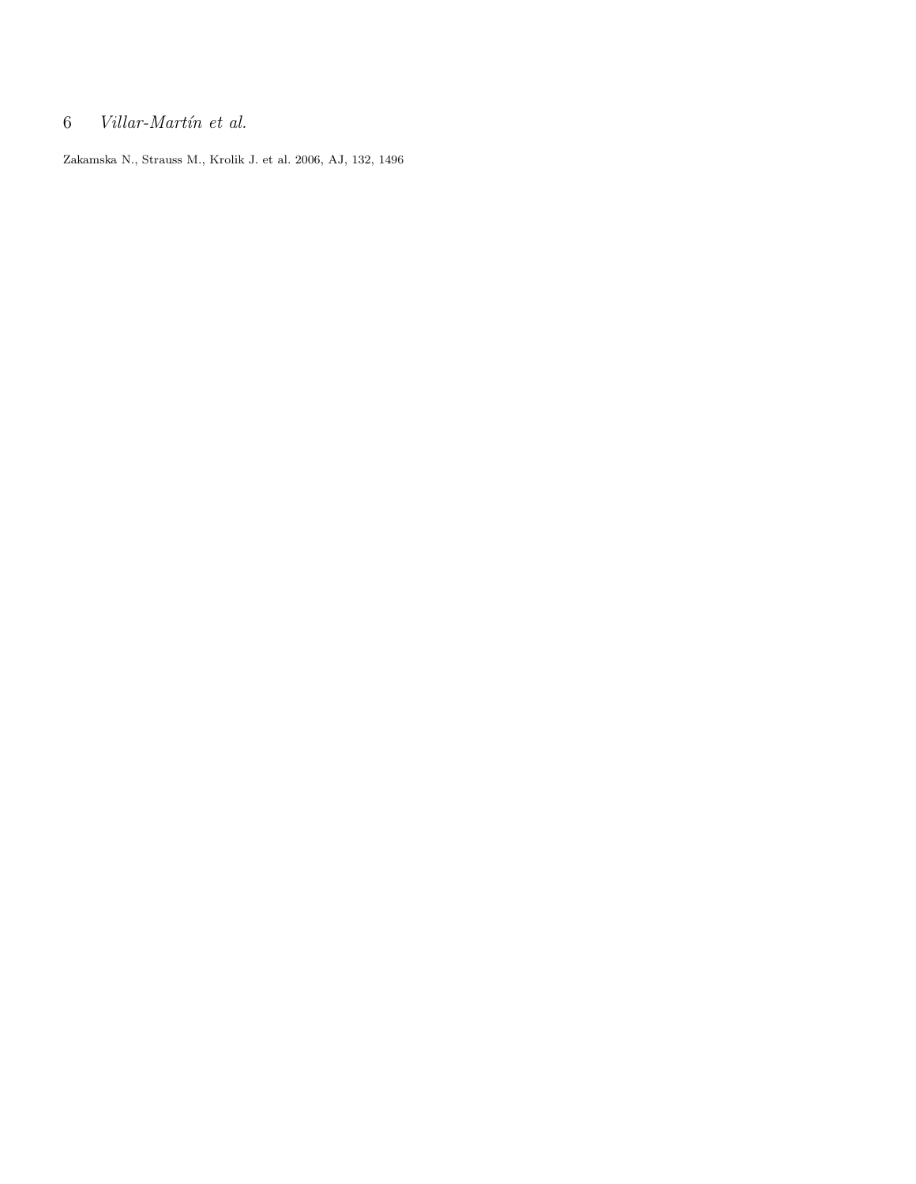Zakamska N., Strauss M., Krolik J. et al. 2006, AJ, 132, 1496